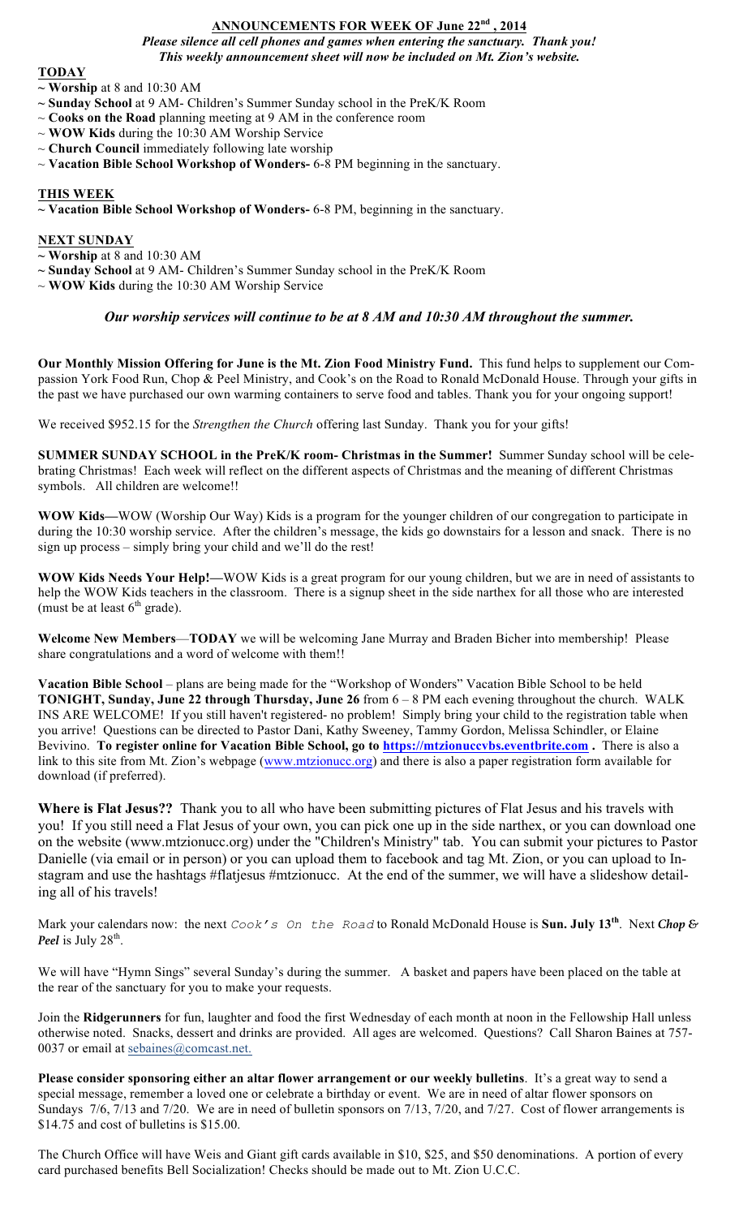## ANNOUNCEMENTS FOR WEEK OF June 22nd , 2014

***Please silence all cell phones and games when entering the sanctuary. Thank you!***
***This weekly announcement sheet will now be included on Mt. Zion's website.***

**TODAY**

~ **Worship** at 8 and 10:30 AM
~ **Sunday School** at 9 AM- Children's Summer Sunday school in the PreK/K Room
~ **Cooks on the Road** planning meeting at 9 AM in the conference room
~ **WOW Kids** during the 10:30 AM Worship Service
~ **Church Council** immediately following late worship
~ **Vacation Bible School Workshop of Wonders-** 6-8 PM beginning in the sanctuary.

**THIS WEEK**

~ **Vacation Bible School Workshop of Wonders-** 6-8 PM, beginning in the sanctuary.

**NEXT SUNDAY**

~ **Worship** at 8 and 10:30 AM
~ **Sunday School** at 9 AM- Children's Summer Sunday school in the PreK/K Room
~ **WOW Kids** during the 10:30 AM Worship Service

***Our worship services will continue to be at 8 AM and 10:30 AM throughout the summer.***

**Our Monthly Mission Offering for June is the Mt. Zion Food Ministry Fund.** This fund helps to supplement our Compassion York Food Run, Chop & Peel Ministry, and Cook's on the Road to Ronald McDonald House. Through your gifts in the past we have purchased our own warming containers to serve food and tables. Thank you for your ongoing support!

We received $952.15 for the *Strengthen the Church* offering last Sunday. Thank you for your gifts!

**SUMMER SUNDAY SCHOOL in the PreK/K room- Christmas in the Summer!** Summer Sunday school will be celebrating Christmas! Each week will reflect on the different aspects of Christmas and the meaning of different Christmas symbols. All children are welcome!!

**WOW Kids—**WOW (Worship Our Way) Kids is a program for the younger children of our congregation to participate in during the 10:30 worship service. After the children's message, the kids go downstairs for a lesson and snack. There is no sign up process – simply bring your child and we'll do the rest!

**WOW Kids Needs Your Help!—**WOW Kids is a great program for our young children, but we are in need of assistants to help the WOW Kids teachers in the classroom. There is a signup sheet in the side narthex for all those who are interested (must be at least 6th grade).

**Welcome New Members**—**TODAY** we will be welcoming Jane Murray and Braden Bicher into membership! Please share congratulations and a word of welcome with them!!

**Vacation Bible School** – plans are being made for the "Workshop of Wonders" Vacation Bible School to be held **TONIGHT, Sunday, June 22 through Thursday, June 26** from 6 – 8 PM each evening throughout the church. WALK INS ARE WELCOME! If you still haven't registered- no problem! Simply bring your child to the registration table when you arrive! Questions can be directed to Pastor Dani, Kathy Sweeney, Tammy Gordon, Melissa Schindler, or Elaine Bevivino. **To register online for Vacation Bible School, go to https://mtzionuccvbs.eventbrite.com .** There is also a link to this site from Mt. Zion's webpage (www.mtzionucc.org) and there is also a paper registration form available for download (if preferred).

**Where is Flat Jesus??** Thank you to all who have been submitting pictures of Flat Jesus and his travels with you! If you still need a Flat Jesus of your own, you can pick one up in the side narthex, or you can download one on the website (www.mtzionucc.org) under the "Children's Ministry" tab. You can submit your pictures to Pastor Danielle (via email or in person) or you can upload them to facebook and tag Mt. Zion, or you can upload to Instagram and use the hashtags #flatjesus #mtzionucc. At the end of the summer, we will have a slideshow detailing all of his travels!

Mark your calendars now: the next *Cook's On the Road* to Ronald McDonald House is **Sun. July 13th**. Next ***Chop & Peel*** is July 28th.

We will have "Hymn Sings" several Sunday's during the summer. A basket and papers have been placed on the table at the rear of the sanctuary for you to make your requests.

Join the **Ridgerunners** for fun, laughter and food the first Wednesday of each month at noon in the Fellowship Hall unless otherwise noted. Snacks, dessert and drinks are provided. All ages are welcomed. Questions? Call Sharon Baines at 757-0037 or email at sebaines@comcast.net.

**Please consider sponsoring either an altar flower arrangement or our weekly bulletins**. It's a great way to send a special message, remember a loved one or celebrate a birthday or event. We are in need of altar flower sponsors on Sundays 7/6, 7/13 and 7/20. We are in need of bulletin sponsors on 7/13, 7/20, and 7/27. Cost of flower arrangements is $14.75 and cost of bulletins is $15.00.

The Church Office will have Weis and Giant gift cards available in $10, $25, and $50 denominations. A portion of every card purchased benefits Bell Socialization! Checks should be made out to Mt. Zion U.C.C.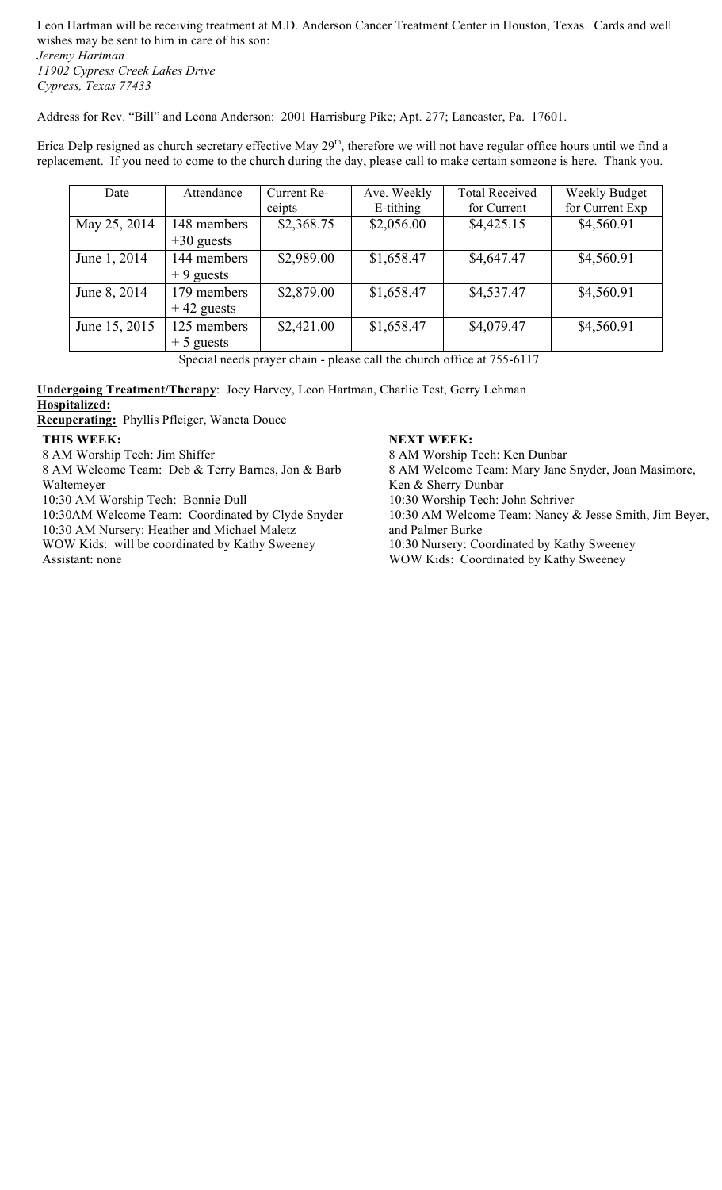Leon Hartman will be receiving treatment at M.D. Anderson Cancer Treatment Center in Houston, Texas. Cards and well wishes may be sent to him in care of his son:
*Jeremy Hartman*
*11902 Cypress Creek Lakes Drive*
*Cypress, Texas 77433*

Address for Rev. "Bill" and Leona Anderson: 2001 Harrisburg Pike; Apt. 277; Lancaster, Pa. 17601.

Erica Delp resigned as church secretary effective May 29th, therefore we will not have regular office hours until we find a replacement. If you need to come to the church during the day, please call to make certain someone is here. Thank you.

| Date | Attendance | Current Receipts | Ave. Weekly E-tithing | Total Received for Current | Weekly Budget for Current Exp |
|---|---|---|---|---|---|
| May 25, 2014 | 148 members +30 guests | $2,368.75 | $2,056.00 | $4,425.15 | $4,560.91 |
| June 1, 2014 | 144 members + 9 guests | $2,989.00 | $1,658.47 | $4,647.47 | $4,560.91 |
| June 8, 2014 | 179 members + 42 guests | $2,879.00 | $1,658.47 | $4,537.47 | $4,560.91 |
| June 15, 2015 | 125 members + 5 guests | $2,421.00 | $1,658.47 | $4,079.47 | $4,560.91 |

Special needs prayer chain - please call the church office at 755-6117.

**Undergoing Treatment/Therapy**: Joey Harvey, Leon Hartman, Charlie Test, Gerry Lehman
**Hospitalized:**
**Recuperating:** Phyllis Pfleiger, Waneta Douce

**THIS WEEK:**
8 AM Worship Tech: Jim Shiffer
8 AM Welcome Team: Deb & Terry Barnes, Jon & Barb Waltemeyer
10:30 AM Worship Tech: Bonnie Dull
10:30AM Welcome Team: Coordinated by Clyde Snyder
10:30 AM Nursery: Heather and Michael Maletz
WOW Kids: will be coordinated by Kathy Sweeney
Assistant: none

**NEXT WEEK:**
8 AM Worship Tech: Ken Dunbar
8 AM Welcome Team: Mary Jane Snyder, Joan Masimore, Ken & Sherry Dunbar
10:30 Worship Tech: John Schriver
10:30 AM Welcome Team: Nancy & Jesse Smith, Jim Beyer, and Palmer Burke
10:30 Nursery: Coordinated by Kathy Sweeney
WOW Kids: Coordinated by Kathy Sweeney